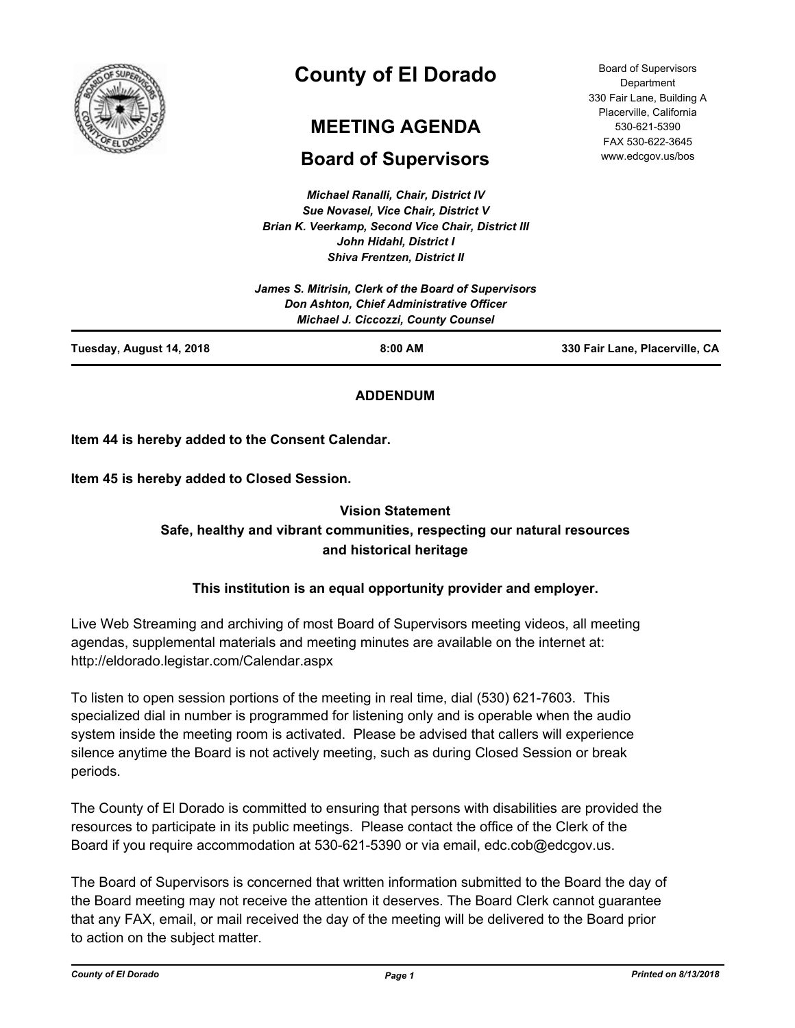# County of El Dorado

## MEETING AGENDA

## Board of Supervisors

Board of Supervisors Department
330 Fair Lane, Building A
Placerville, California
530-621-5390
FAX 530-622-3645
www.edcgov.us/bos

***Michael Ranalli, Chair, District IV***
***Sue Novasel, Vice Chair, District V***
***Brian K. Veerkamp, Second Vice Chair, District III***
***John Hidahl, District I***
***Shiva Frentzen, District II***

***James S. Mitrisin, Clerk of the Board of Supervisors***
***Don Ashton, Chief Administrative Officer***
***Michael J. Ciccozzi, County Counsel***

**Tuesday, August 14, 2018** | **8:00 AM** | **330 Fair Lane, Placerville, CA**

**ADDENDUM**

**Item 44 is hereby added to the Consent Calendar.**

**Item 45 is hereby added to Closed Session.**

**Vision Statement**
**Safe, healthy and vibrant communities, respecting our natural resources and historical heritage**

**This institution is an equal opportunity provider and employer.**

Live Web Streaming and archiving of most Board of Supervisors meeting videos, all meeting agendas, supplemental materials and meeting minutes are available on the internet at: http://eldorado.legistar.com/Calendar.aspx

To listen to open session portions of the meeting in real time, dial (530) 621-7603. This specialized dial in number is programmed for listening only and is operable when the audio system inside the meeting room is activated. Please be advised that callers will experience silence anytime the Board is not actively meeting, such as during Closed Session or break periods.

The County of El Dorado is committed to ensuring that persons with disabilities are provided the resources to participate in its public meetings. Please contact the office of the Clerk of the Board if you require accommodation at 530-621-5390 or via email, edc.cob@edcgov.us.

The Board of Supervisors is concerned that written information submitted to the Board the day of the Board meeting may not receive the attention it deserves. The Board Clerk cannot guarantee that any FAX, email, or mail received the day of the meeting will be delivered to the Board prior to action on the subject matter.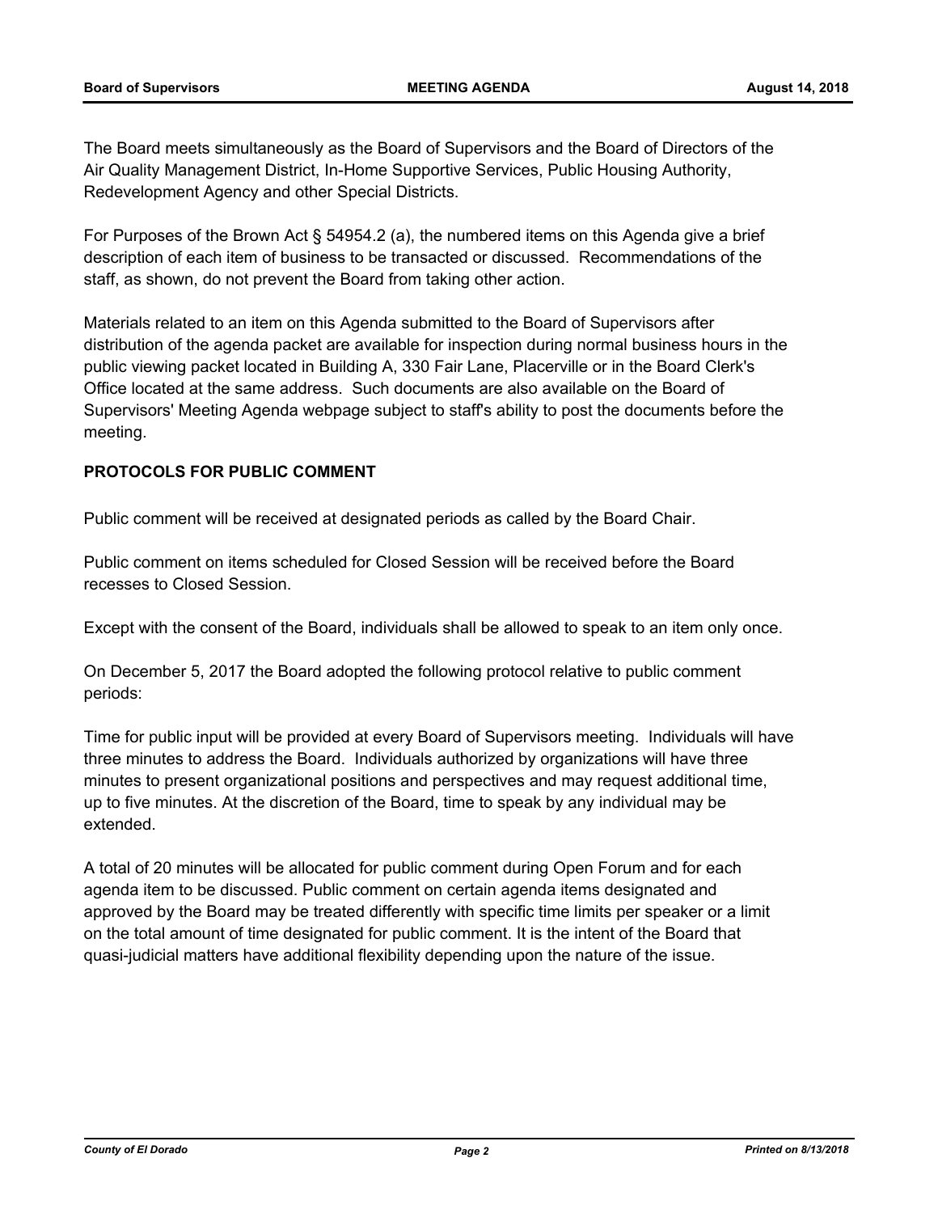The Board meets simultaneously as the Board of Supervisors and the Board of Directors of the Air Quality Management District, In-Home Supportive Services, Public Housing Authority, Redevelopment Agency and other Special Districts.

For Purposes of the Brown Act § 54954.2 (a), the numbered items on this Agenda give a brief description of each item of business to be transacted or discussed. Recommendations of the staff, as shown, do not prevent the Board from taking other action.

Materials related to an item on this Agenda submitted to the Board of Supervisors after distribution of the agenda packet are available for inspection during normal business hours in the public viewing packet located in Building A, 330 Fair Lane, Placerville or in the Board Clerk's Office located at the same address. Such documents are also available on the Board of Supervisors' Meeting Agenda webpage subject to staff's ability to post the documents before the meeting.

**PROTOCOLS FOR PUBLIC COMMENT**

Public comment will be received at designated periods as called by the Board Chair.

Public comment on items scheduled for Closed Session will be received before the Board recesses to Closed Session.

Except with the consent of the Board, individuals shall be allowed to speak to an item only once.

On December 5, 2017 the Board adopted the following protocol relative to public comment periods:

Time for public input will be provided at every Board of Supervisors meeting. Individuals will have three minutes to address the Board. Individuals authorized by organizations will have three minutes to present organizational positions and perspectives and may request additional time, up to five minutes. At the discretion of the Board, time to speak by any individual may be extended.

A total of 20 minutes will be allocated for public comment during Open Forum and for each agenda item to be discussed. Public comment on certain agenda items designated and approved by the Board may be treated differently with specific time limits per speaker or a limit on the total amount of time designated for public comment. It is the intent of the Board that quasi-judicial matters have additional flexibility depending upon the nature of the issue.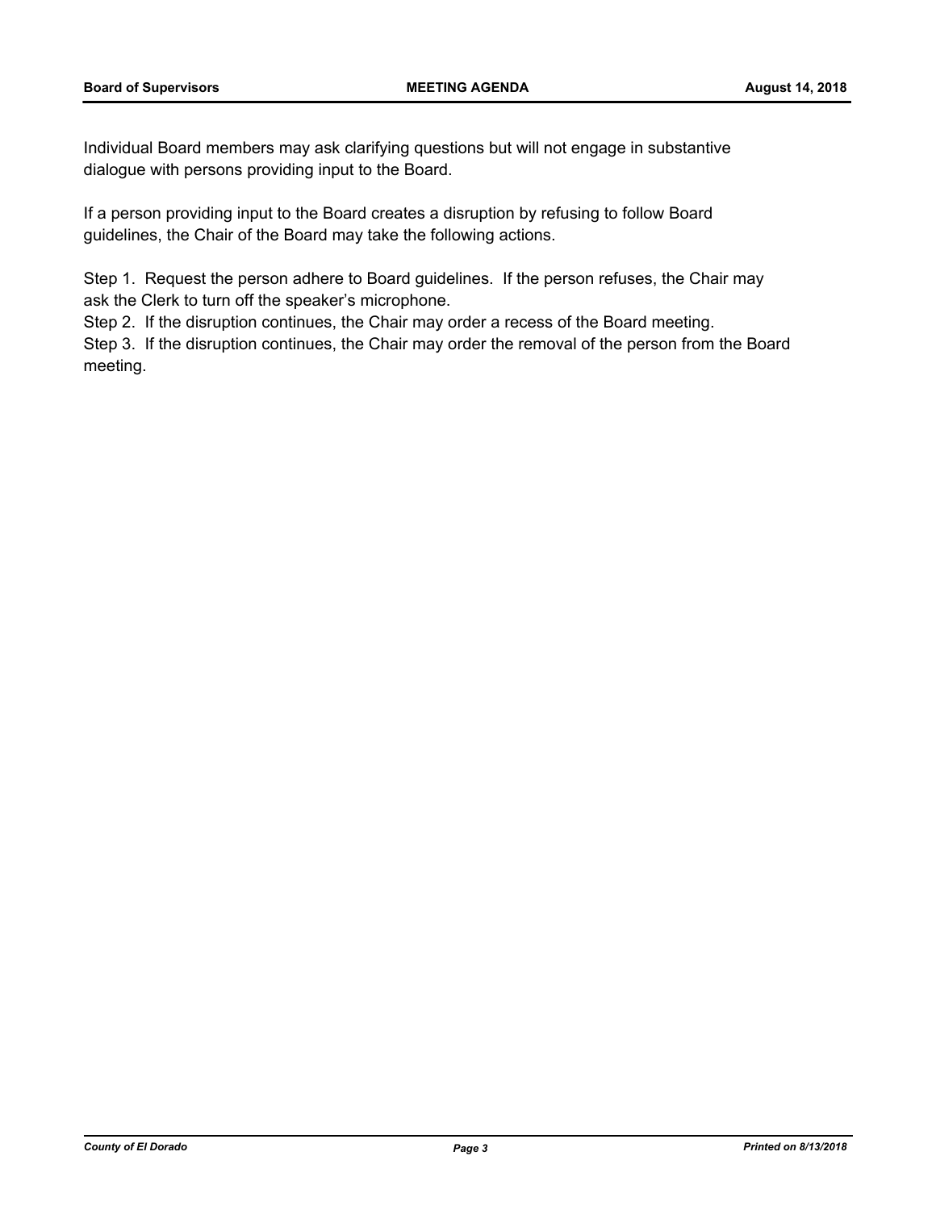Individual Board members may ask clarifying questions but will not engage in substantive dialogue with persons providing input to the Board.

If a person providing input to the Board creates a disruption by refusing to follow Board guidelines, the Chair of the Board may take the following actions.

Step 1. Request the person adhere to Board guidelines. If the person refuses, the Chair may ask the Clerk to turn off the speaker's microphone.

Step 2. If the disruption continues, the Chair may order a recess of the Board meeting.

Step 3. If the disruption continues, the Chair may order the removal of the person from the Board meeting.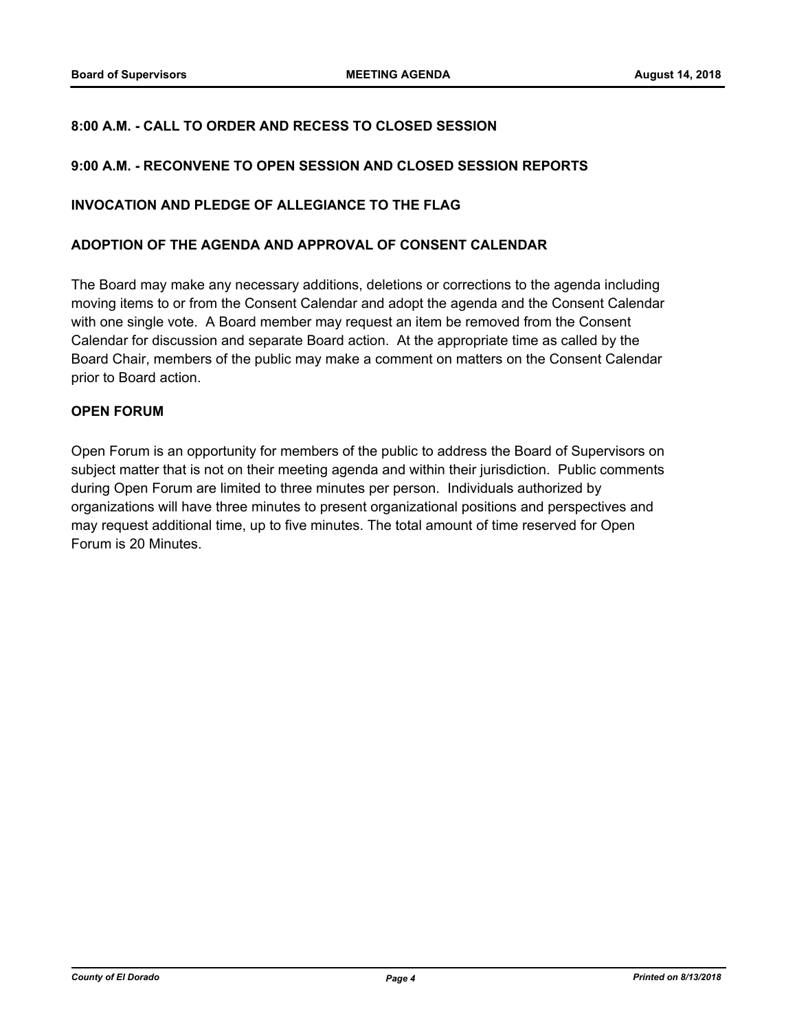**8:00 A.M. - CALL TO ORDER AND RECESS TO CLOSED SESSION**

**9:00 A.M. - RECONVENE TO OPEN SESSION AND CLOSED SESSION REPORTS**

**INVOCATION AND PLEDGE OF ALLEGIANCE TO THE FLAG**

**ADOPTION OF THE AGENDA AND APPROVAL OF CONSENT CALENDAR**

The Board may make any necessary additions, deletions or corrections to the agenda including moving items to or from the Consent Calendar and adopt the agenda and the Consent Calendar with one single vote. A Board member may request an item be removed from the Consent Calendar for discussion and separate Board action. At the appropriate time as called by the Board Chair, members of the public may make a comment on matters on the Consent Calendar prior to Board action.

**OPEN FORUM**

Open Forum is an opportunity for members of the public to address the Board of Supervisors on subject matter that is not on their meeting agenda and within their jurisdiction. Public comments during Open Forum are limited to three minutes per person. Individuals authorized by organizations will have three minutes to present organizational positions and perspectives and may request additional time, up to five minutes. The total amount of time reserved for Open Forum is 20 Minutes.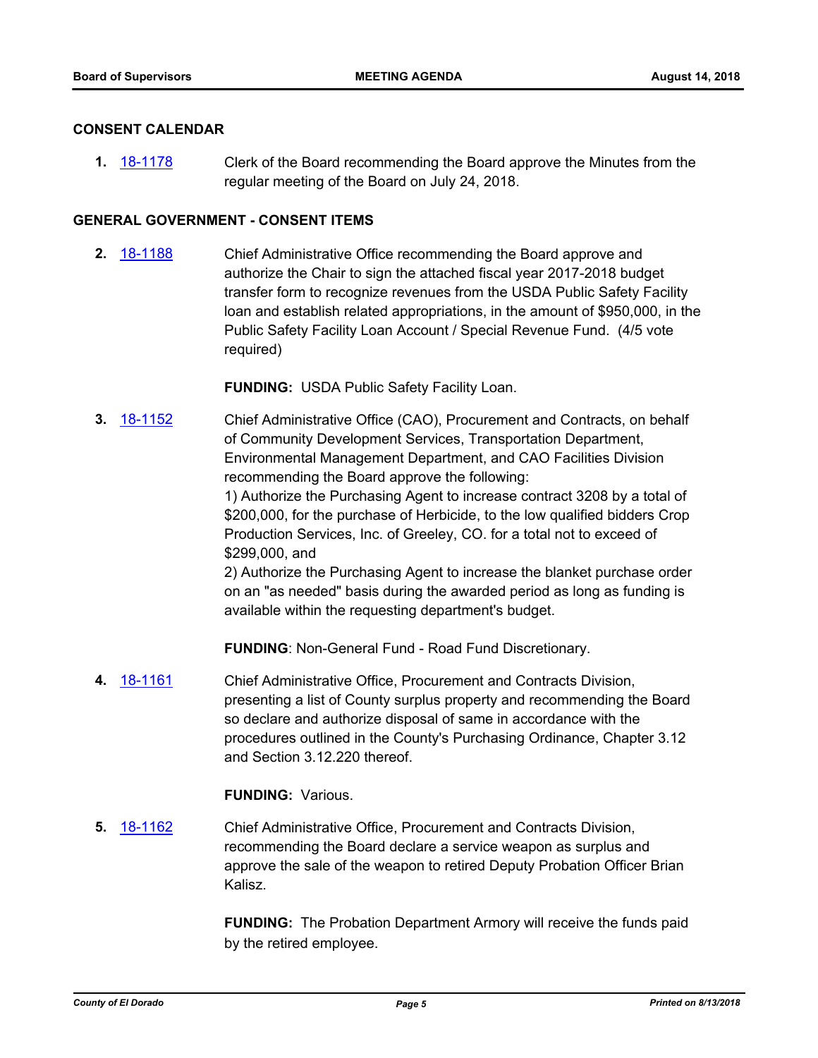## CONSENT CALENDAR

**1.** 18-1178 Clerk of the Board recommending the Board approve the Minutes from the regular meeting of the Board on July 24, 2018.

## GENERAL GOVERNMENT - CONSENT ITEMS

**2.** 18-1188 Chief Administrative Office recommending the Board approve and authorize the Chair to sign the attached fiscal year 2017-2018 budget transfer form to recognize revenues from the USDA Public Safety Facility loan and establish related appropriations, in the amount of $950,000, in the Public Safety Facility Loan Account / Special Revenue Fund. (4/5 vote required)

**FUNDING:** USDA Public Safety Facility Loan.

**3.** 18-1152 Chief Administrative Office (CAO), Procurement and Contracts, on behalf of Community Development Services, Transportation Department, Environmental Management Department, and CAO Facilities Division recommending the Board approve the following:
1) Authorize the Purchasing Agent to increase contract 3208 by a total of $200,000, for the purchase of Herbicide, to the low qualified bidders Crop Production Services, Inc. of Greeley, CO. for a total not to exceed of $299,000, and
2) Authorize the Purchasing Agent to increase the blanket purchase order on an "as needed" basis during the awarded period as long as funding is available within the requesting department's budget.

**FUNDING**: Non-General Fund - Road Fund Discretionary.

**4.** 18-1161 Chief Administrative Office, Procurement and Contracts Division, presenting a list of County surplus property and recommending the Board so declare and authorize disposal of same in accordance with the procedures outlined in the County's Purchasing Ordinance, Chapter 3.12 and Section 3.12.220 thereof.

**FUNDING:** Various.

**5.** 18-1162 Chief Administrative Office, Procurement and Contracts Division, recommending the Board declare a service weapon as surplus and approve the sale of the weapon to retired Deputy Probation Officer Brian Kalisz.

**FUNDING:** The Probation Department Armory will receive the funds paid by the retired employee.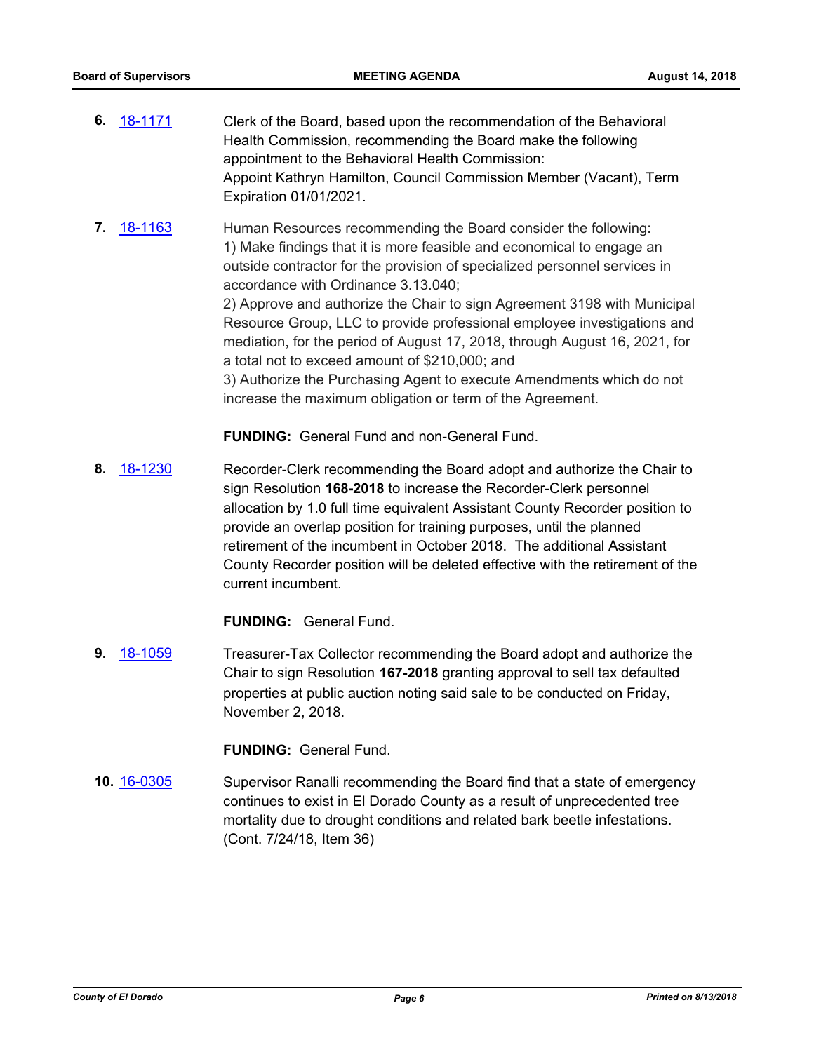**6.** 18-1171 Clerk of the Board, based upon the recommendation of the Behavioral Health Commission, recommending the Board make the following appointment to the Behavioral Health Commission:
Appoint Kathryn Hamilton, Council Commission Member (Vacant), Term Expiration 01/01/2021.

**7.** 18-1163 Human Resources recommending the Board consider the following:
1) Make findings that it is more feasible and economical to engage an outside contractor for the provision of specialized personnel services in accordance with Ordinance 3.13.040;
2) Approve and authorize the Chair to sign Agreement 3198 with Municipal Resource Group, LLC to provide professional employee investigations and mediation, for the period of August 17, 2018, through August 16, 2021, for a total not to exceed amount of $210,000; and
3) Authorize the Purchasing Agent to execute Amendments which do not increase the maximum obligation or term of the Agreement.

**FUNDING:** General Fund and non-General Fund.

**8.** 18-1230 Recorder-Clerk recommending the Board adopt and authorize the Chair to sign Resolution **168-2018** to increase the Recorder-Clerk personnel allocation by 1.0 full time equivalent Assistant County Recorder position to provide an overlap position for training purposes, until the planned retirement of the incumbent in October 2018. The additional Assistant County Recorder position will be deleted effective with the retirement of the current incumbent.

**FUNDING:** General Fund.

**9.** 18-1059 Treasurer-Tax Collector recommending the Board adopt and authorize the Chair to sign Resolution **167-2018** granting approval to sell tax defaulted properties at public auction noting said sale to be conducted on Friday, November 2, 2018.

**FUNDING:** General Fund.

**10.** 16-0305 Supervisor Ranalli recommending the Board find that a state of emergency continues to exist in El Dorado County as a result of unprecedented tree mortality due to drought conditions and related bark beetle infestations. (Cont. 7/24/18, Item 36)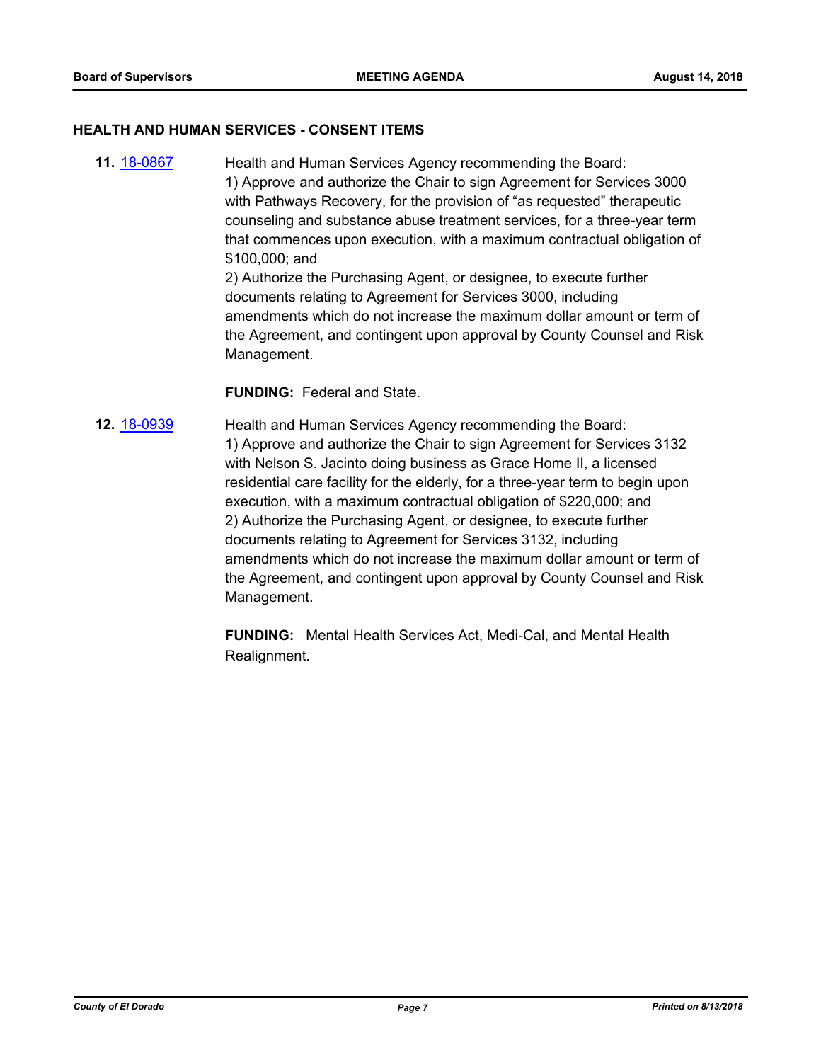## HEALTH AND HUMAN SERVICES - CONSENT ITEMS

**11.** [18-0867](18-0867) Health and Human Services Agency recommending the Board:
1) Approve and authorize the Chair to sign Agreement for Services 3000 with Pathways Recovery, for the provision of "as requested" therapeutic counseling and substance abuse treatment services, for a three-year term that commences upon execution, with a maximum contractual obligation of $100,000; and
2) Authorize the Purchasing Agent, or designee, to execute further documents relating to Agreement for Services 3000, including amendments which do not increase the maximum dollar amount or term of the Agreement, and contingent upon approval by County Counsel and Risk Management.

**FUNDING:** Federal and State.

**12.** [18-0939](18-0939) Health and Human Services Agency recommending the Board:
1) Approve and authorize the Chair to sign Agreement for Services 3132 with Nelson S. Jacinto doing business as Grace Home II, a licensed residential care facility for the elderly, for a three-year term to begin upon execution, with a maximum contractual obligation of $220,000; and
2) Authorize the Purchasing Agent, or designee, to execute further documents relating to Agreement for Services 3132, including amendments which do not increase the maximum dollar amount or term of the Agreement, and contingent upon approval by County Counsel and Risk Management.

**FUNDING:** Mental Health Services Act, Medi-Cal, and Mental Health Realignment.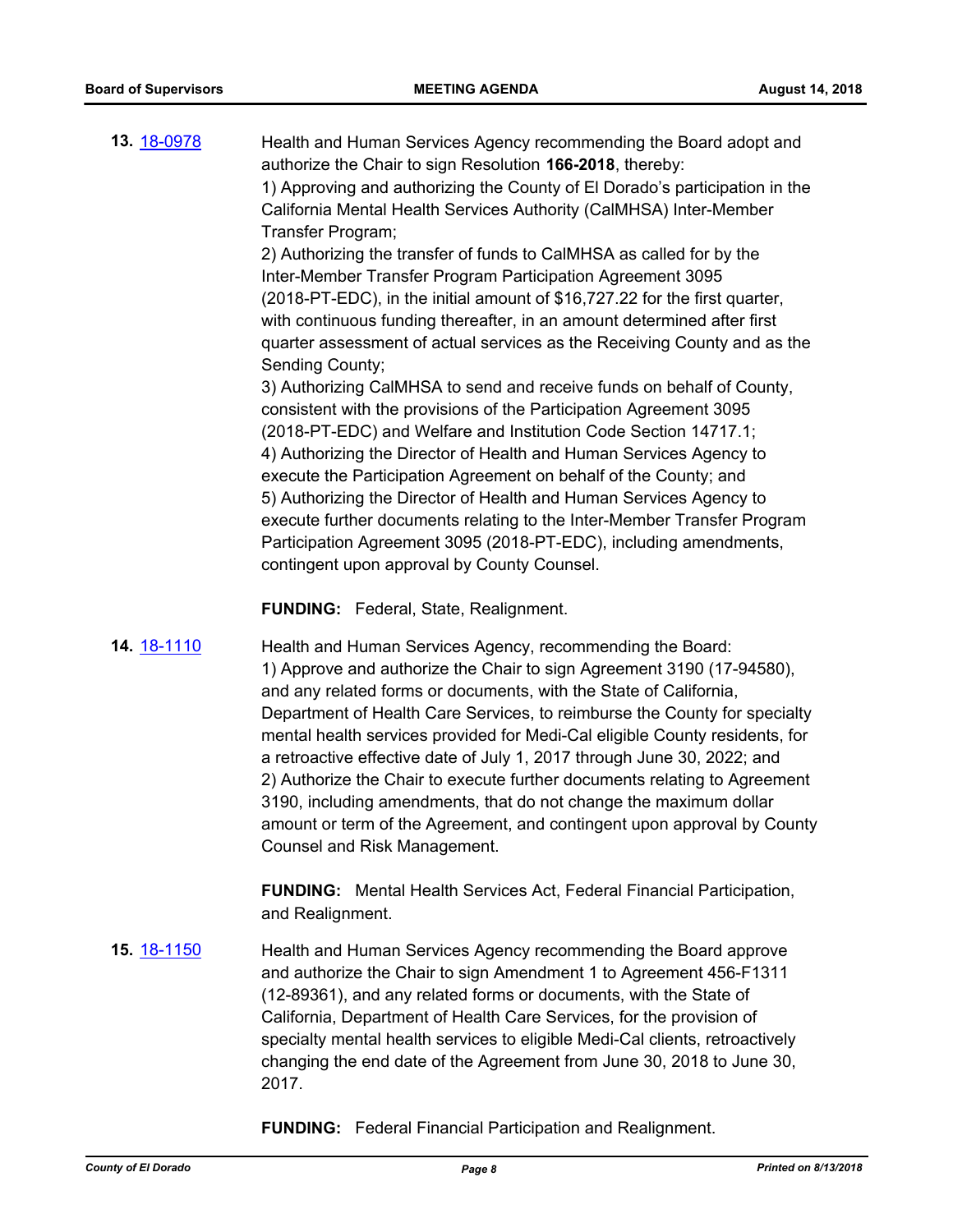**13.** 18-0978

Health and Human Services Agency recommending the Board adopt and authorize the Chair to sign Resolution **166-2018**, thereby:

1) Approving and authorizing the County of El Dorado's participation in the California Mental Health Services Authority (CalMHSA) Inter-Member Transfer Program;

2) Authorizing the transfer of funds to CalMHSA as called for by the Inter-Member Transfer Program Participation Agreement 3095 (2018-PT-EDC), in the initial amount of $16,727.22 for the first quarter, with continuous funding thereafter, in an amount determined after first quarter assessment of actual services as the Receiving County and as the Sending County;

3) Authorizing CalMHSA to send and receive funds on behalf of County, consistent with the provisions of the Participation Agreement 3095 (2018-PT-EDC) and Welfare and Institution Code Section 14717.1;

4) Authorizing the Director of Health and Human Services Agency to execute the Participation Agreement on behalf of the County; and

5) Authorizing the Director of Health and Human Services Agency to execute further documents relating to the Inter-Member Transfer Program Participation Agreement 3095 (2018-PT-EDC), including amendments, contingent upon approval by County Counsel.

**FUNDING:** Federal, State, Realignment.

**14.** 18-1110

Health and Human Services Agency, recommending the Board:

1) Approve and authorize the Chair to sign Agreement 3190 (17-94580), and any related forms or documents, with the State of California, Department of Health Care Services, to reimburse the County for specialty mental health services provided for Medi-Cal eligible County residents, for a retroactive effective date of July 1, 2017 through June 30, 2022; and

2) Authorize the Chair to execute further documents relating to Agreement 3190, including amendments, that do not change the maximum dollar amount or term of the Agreement, and contingent upon approval by County Counsel and Risk Management.

**FUNDING:** Mental Health Services Act, Federal Financial Participation, and Realignment.

**15.** 18-1150

Health and Human Services Agency recommending the Board approve and authorize the Chair to sign Amendment 1 to Agreement 456-F1311 (12-89361), and any related forms or documents, with the State of California, Department of Health Care Services, for the provision of specialty mental health services to eligible Medi-Cal clients, retroactively changing the end date of the Agreement from June 30, 2018 to June 30, 2017.

**FUNDING:** Federal Financial Participation and Realignment.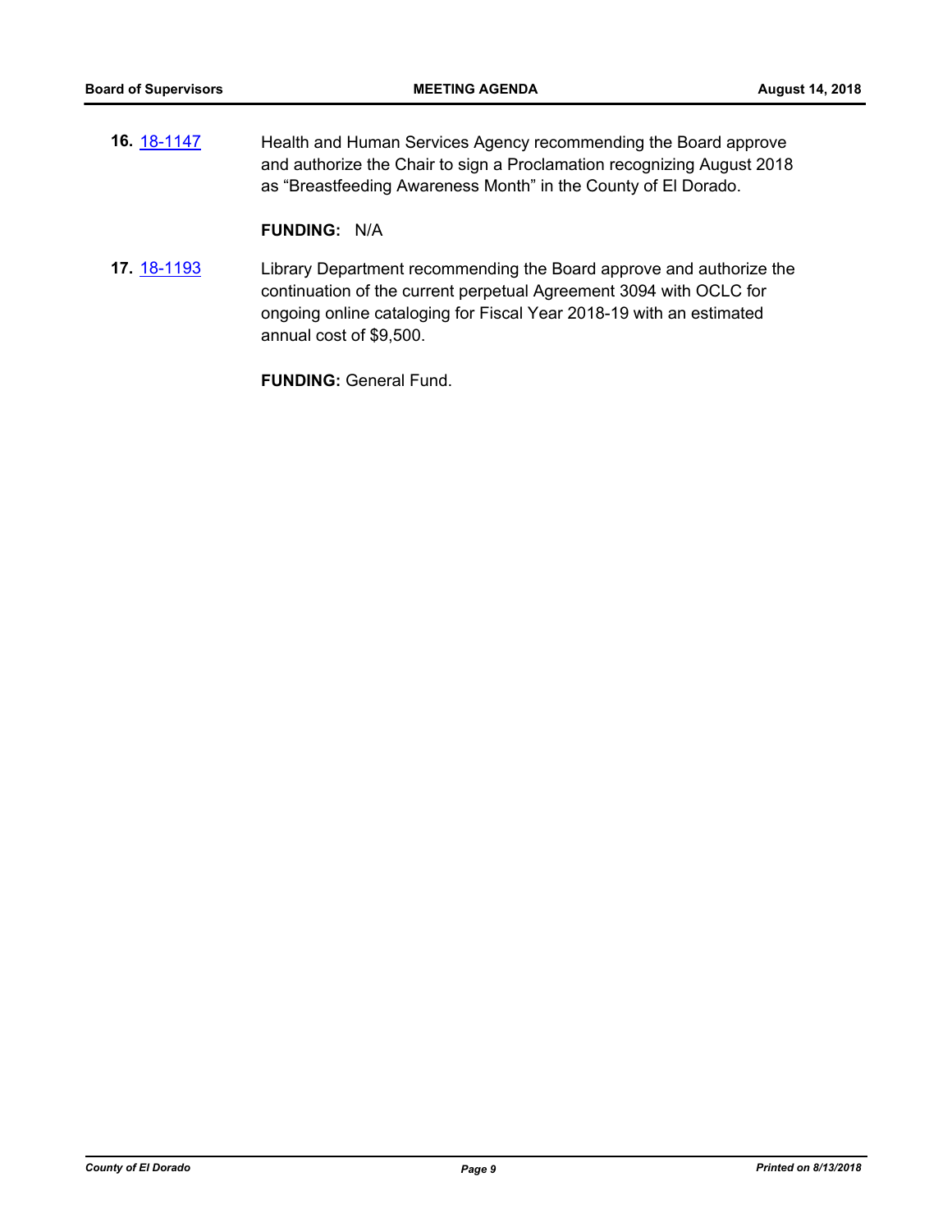**16.** [18-1147](18-1147) Health and Human Services Agency recommending the Board approve and authorize the Chair to sign a Proclamation recognizing August 2018 as "Breastfeeding Awareness Month" in the County of El Dorado.

**FUNDING:** N/A

**17.** [18-1193](18-1193) Library Department recommending the Board approve and authorize the continuation of the current perpetual Agreement 3094 with OCLC for ongoing online cataloging for Fiscal Year 2018-19 with an estimated annual cost of $9,500.

**FUNDING:** General Fund.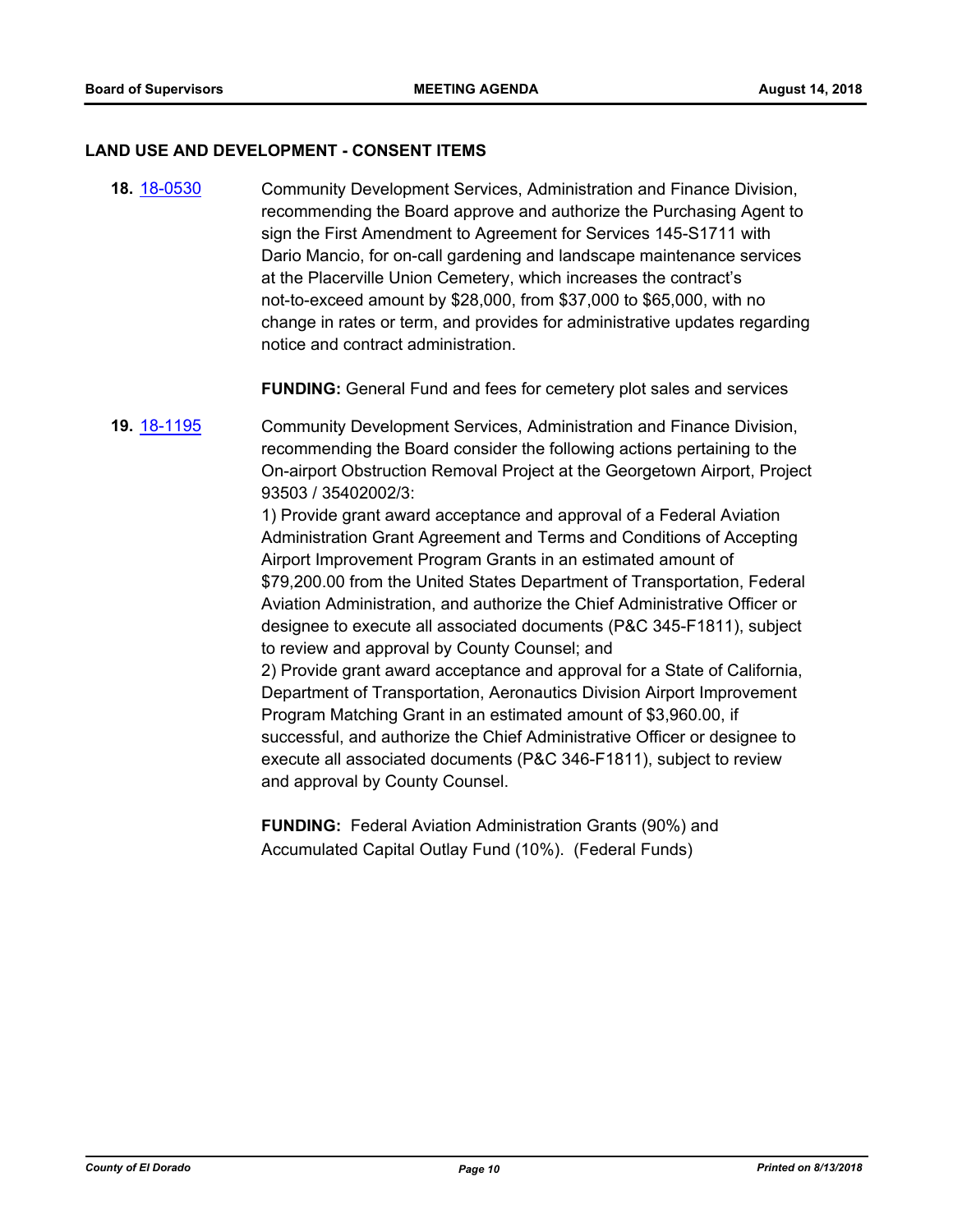## LAND USE AND DEVELOPMENT - CONSENT ITEMS

**18.** 18-0530 Community Development Services, Administration and Finance Division, recommending the Board approve and authorize the Purchasing Agent to sign the First Amendment to Agreement for Services 145-S1711 with Dario Mancio, for on-call gardening and landscape maintenance services at the Placerville Union Cemetery, which increases the contract's not-to-exceed amount by $28,000, from $37,000 to $65,000, with no change in rates or term, and provides for administrative updates regarding notice and contract administration.

**FUNDING:** General Fund and fees for cemetery plot sales and services

**19.** 18-1195 Community Development Services, Administration and Finance Division, recommending the Board consider the following actions pertaining to the On-airport Obstruction Removal Project at the Georgetown Airport, Project 93503 / 35402002/3:

1) Provide grant award acceptance and approval of a Federal Aviation Administration Grant Agreement and Terms and Conditions of Accepting Airport Improvement Program Grants in an estimated amount of $79,200.00 from the United States Department of Transportation, Federal Aviation Administration, and authorize the Chief Administrative Officer or designee to execute all associated documents (P&C 345-F1811), subject to review and approval by County Counsel; and

2) Provide grant award acceptance and approval for a State of California, Department of Transportation, Aeronautics Division Airport Improvement Program Matching Grant in an estimated amount of $3,960.00, if successful, and authorize the Chief Administrative Officer or designee to execute all associated documents (P&C 346-F1811), subject to review and approval by County Counsel.

**FUNDING:** Federal Aviation Administration Grants (90%) and Accumulated Capital Outlay Fund (10%). (Federal Funds)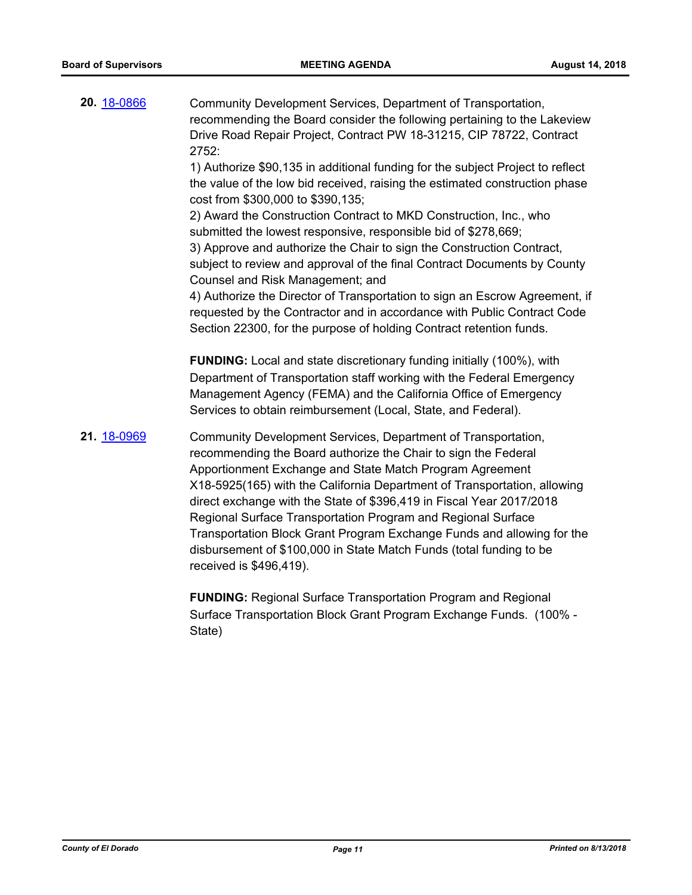**20.** 18-0866

Community Development Services, Department of Transportation, recommending the Board consider the following pertaining to the Lakeview Drive Road Repair Project, Contract PW 18-31215, CIP 78722, Contract 2752:

1) Authorize $90,135 in additional funding for the subject Project to reflect the value of the low bid received, raising the estimated construction phase cost from $300,000 to $390,135;

2) Award the Construction Contract to MKD Construction, Inc., who submitted the lowest responsive, responsible bid of $278,669;

3) Approve and authorize the Chair to sign the Construction Contract, subject to review and approval of the final Contract Documents by County Counsel and Risk Management; and

4) Authorize the Director of Transportation to sign an Escrow Agreement, if requested by the Contractor and in accordance with Public Contract Code Section 22300, for the purpose of holding Contract retention funds.

**FUNDING:** Local and state discretionary funding initially (100%), with Department of Transportation staff working with the Federal Emergency Management Agency (FEMA) and the California Office of Emergency Services to obtain reimbursement (Local, State, and Federal).

**21.** 18-0969

Community Development Services, Department of Transportation, recommending the Board authorize the Chair to sign the Federal Apportionment Exchange and State Match Program Agreement X18-5925(165) with the California Department of Transportation, allowing direct exchange with the State of $396,419 in Fiscal Year 2017/2018 Regional Surface Transportation Program and Regional Surface Transportation Block Grant Program Exchange Funds and allowing for the disbursement of $100,000 in State Match Funds (total funding to be received is $496,419).

**FUNDING:** Regional Surface Transportation Program and Regional Surface Transportation Block Grant Program Exchange Funds. (100% - State)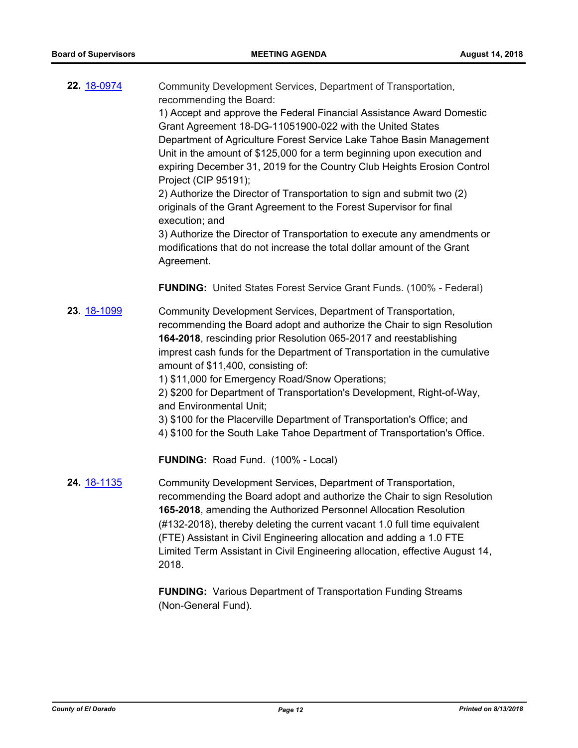**22.** 18-0974

Community Development Services, Department of Transportation, recommending the Board:

1) Accept and approve the Federal Financial Assistance Award Domestic Grant Agreement 18-DG-11051900-022 with the United States Department of Agriculture Forest Service Lake Tahoe Basin Management Unit in the amount of $125,000 for a term beginning upon execution and expiring December 31, 2019 for the Country Club Heights Erosion Control Project (CIP 95191);

2) Authorize the Director of Transportation to sign and submit two (2) originals of the Grant Agreement to the Forest Supervisor for final execution; and

3) Authorize the Director of Transportation to execute any amendments or modifications that do not increase the total dollar amount of the Grant Agreement.

**FUNDING:** United States Forest Service Grant Funds. (100% - Federal)

**23.** 18-1099

Community Development Services, Department of Transportation, recommending the Board adopt and authorize the Chair to sign Resolution **164-2018**, rescinding prior Resolution 065-2017 and reestablishing imprest cash funds for the Department of Transportation in the cumulative amount of $11,400, consisting of:

1) $11,000 for Emergency Road/Snow Operations;

2) $200 for Department of Transportation's Development, Right-of-Way, and Environmental Unit;

3) $100 for the Placerville Department of Transportation's Office; and

4) $100 for the South Lake Tahoe Department of Transportation's Office.

**FUNDING:** Road Fund. (100% - Local)

**24.** 18-1135

Community Development Services, Department of Transportation, recommending the Board adopt and authorize the Chair to sign Resolution **165-2018**, amending the Authorized Personnel Allocation Resolution (#132-2018), thereby deleting the current vacant 1.0 full time equivalent (FTE) Assistant in Civil Engineering allocation and adding a 1.0 FTE Limited Term Assistant in Civil Engineering allocation, effective August 14, 2018.

**FUNDING:** Various Department of Transportation Funding Streams (Non-General Fund).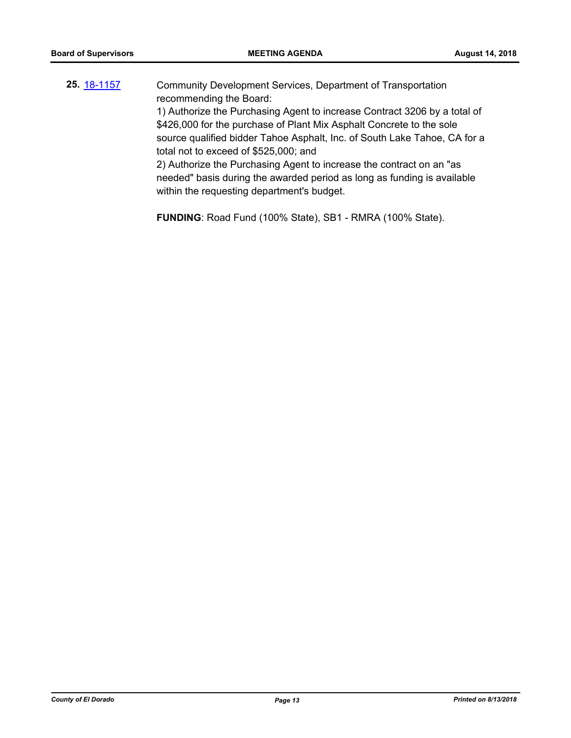**25.** [18-1157](18-1157)

Community Development Services, Department of Transportation recommending the Board:

1) Authorize the Purchasing Agent to increase Contract 3206 by a total of $426,000 for the purchase of Plant Mix Asphalt Concrete to the sole source qualified bidder Tahoe Asphalt, Inc. of South Lake Tahoe, CA for a total not to exceed of $525,000; and

2) Authorize the Purchasing Agent to increase the contract on an "as needed" basis during the awarded period as long as funding is available within the requesting department's budget.

**FUNDING**: Road Fund (100% State), SB1 - RMRA (100% State).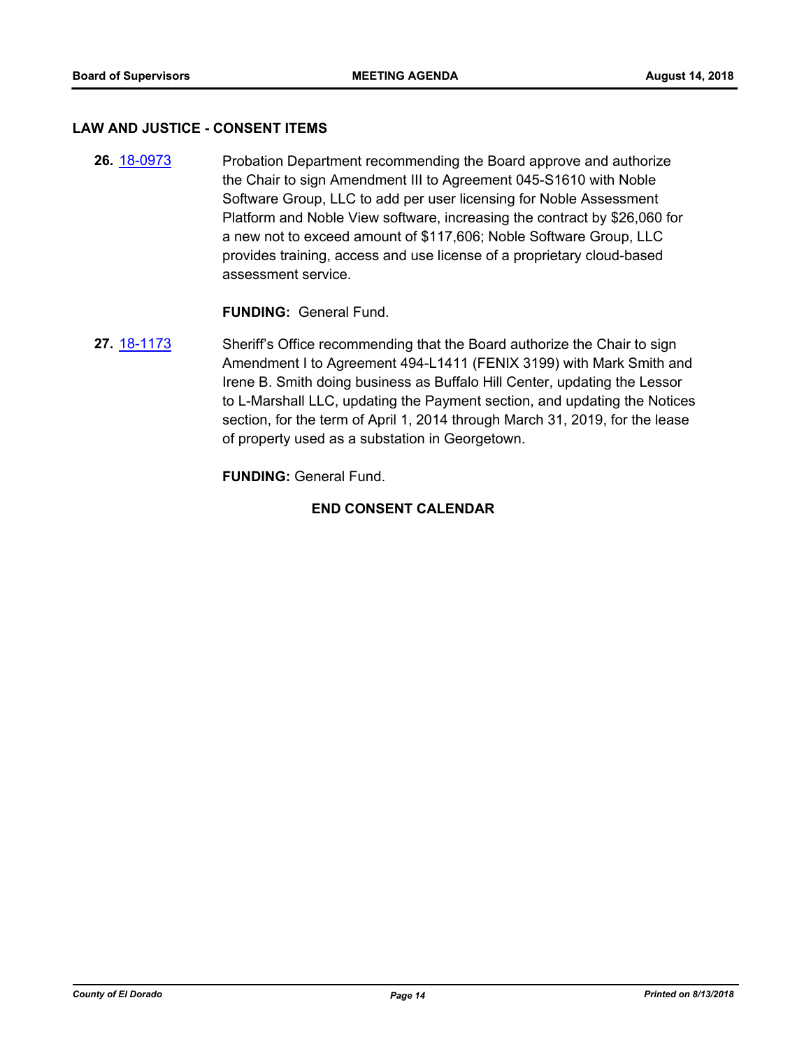### LAW AND JUSTICE - CONSENT ITEMS

**26.** 18-0973 Probation Department recommending the Board approve and authorize the Chair to sign Amendment III to Agreement 045-S1610 with Noble Software Group, LLC to add per user licensing for Noble Assessment Platform and Noble View software, increasing the contract by $26,060 for a new not to exceed amount of $117,606; Noble Software Group, LLC provides training, access and use license of a proprietary cloud-based assessment service.

**FUNDING:** General Fund.

**27.** 18-1173 Sheriff's Office recommending that the Board authorize the Chair to sign Amendment I to Agreement 494-L1411 (FENIX 3199) with Mark Smith and Irene B. Smith doing business as Buffalo Hill Center, updating the Lessor to L-Marshall LLC, updating the Payment section, and updating the Notices section, for the term of April 1, 2014 through March 31, 2019, for the lease of property used as a substation in Georgetown.

**FUNDING:** General Fund.

**END CONSENT CALENDAR**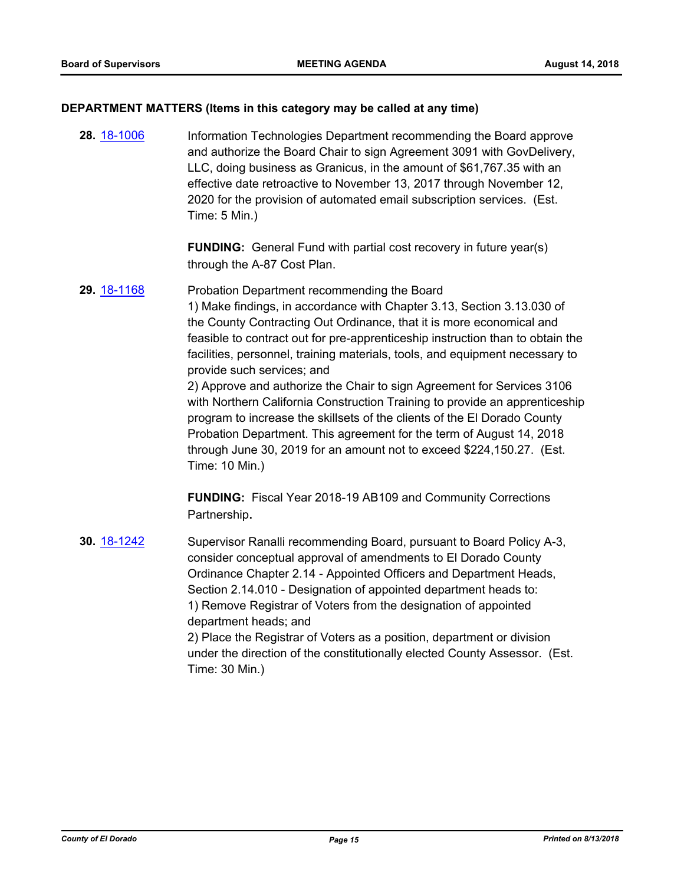## DEPARTMENT MATTERS (Items in this category may be called at any time)

**28.** 18-1006 Information Technologies Department recommending the Board approve and authorize the Board Chair to sign Agreement 3091 with GovDelivery, LLC, doing business as Granicus, in the amount of $61,767.35 with an effective date retroactive to November 13, 2017 through November 12, 2020 for the provision of automated email subscription services. (Est. Time: 5 Min.)

**FUNDING:** General Fund with partial cost recovery in future year(s) through the A-87 Cost Plan.

**29.** 18-1168 Probation Department recommending the Board
1) Make findings, in accordance with Chapter 3.13, Section 3.13.030 of the County Contracting Out Ordinance, that it is more economical and feasible to contract out for pre-apprenticeship instruction than to obtain the facilities, personnel, training materials, tools, and equipment necessary to provide such services; and
2) Approve and authorize the Chair to sign Agreement for Services 3106 with Northern California Construction Training to provide an apprenticeship program to increase the skillsets of the clients of the El Dorado County Probation Department. This agreement for the term of August 14, 2018 through June 30, 2019 for an amount not to exceed $224,150.27. (Est. Time: 10 Min.)

**FUNDING:** Fiscal Year 2018-19 AB109 and Community Corrections Partnership**.**

**30.** 18-1242 Supervisor Ranalli recommending Board, pursuant to Board Policy A-3, consider conceptual approval of amendments to El Dorado County Ordinance Chapter 2.14 - Appointed Officers and Department Heads, Section 2.14.010 - Designation of appointed department heads to:
1) Remove Registrar of Voters from the designation of appointed department heads; and
2) Place the Registrar of Voters as a position, department or division under the direction of the constitutionally elected County Assessor. (Est. Time: 30 Min.)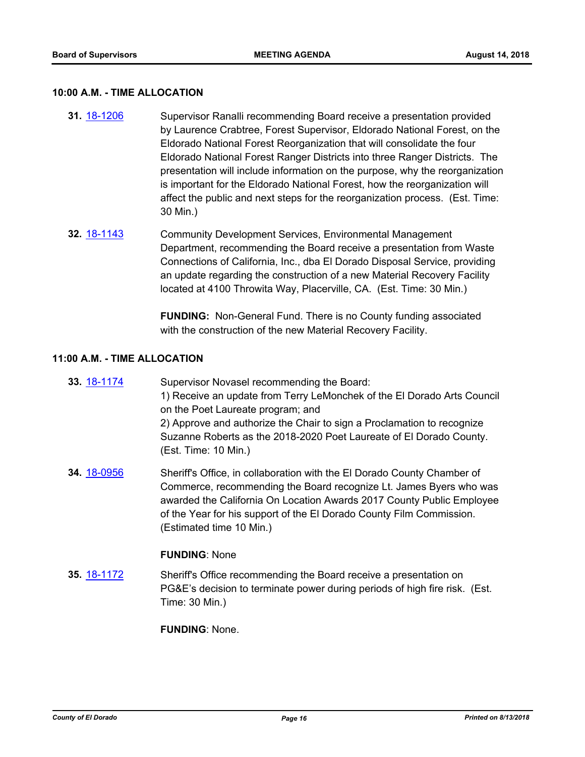#### 10:00 A.M. - TIME ALLOCATION

**31.** 18-1206 Supervisor Ranalli recommending Board receive a presentation provided by Laurence Crabtree, Forest Supervisor, Eldorado National Forest, on the Eldorado National Forest Reorganization that will consolidate the four Eldorado National Forest Ranger Districts into three Ranger Districts. The presentation will include information on the purpose, why the reorganization is important for the Eldorado National Forest, how the reorganization will affect the public and next steps for the reorganization process. (Est. Time: 30 Min.)

**32.** 18-1143 Community Development Services, Environmental Management Department, recommending the Board receive a presentation from Waste Connections of California, Inc., dba El Dorado Disposal Service, providing an update regarding the construction of a new Material Recovery Facility located at 4100 Throwita Way, Placerville, CA. (Est. Time: 30 Min.)

**FUNDING:** Non-General Fund. There is no County funding associated with the construction of the new Material Recovery Facility.

#### 11:00 A.M. - TIME ALLOCATION

**33.** 18-1174 Supervisor Novasel recommending the Board:
1) Receive an update from Terry LeMonchek of the El Dorado Arts Council on the Poet Laureate program; and
2) Approve and authorize the Chair to sign a Proclamation to recognize Suzanne Roberts as the 2018-2020 Poet Laureate of El Dorado County. (Est. Time: 10 Min.)

**34.** 18-0956 Sheriff's Office, in collaboration with the El Dorado County Chamber of Commerce, recommending the Board recognize Lt. James Byers who was awarded the California On Location Awards 2017 County Public Employee of the Year for his support of the El Dorado County Film Commission. (Estimated time 10 Min.)

**FUNDING**: None

**35.** 18-1172 Sheriff's Office recommending the Board receive a presentation on PG&E's decision to terminate power during periods of high fire risk. (Est. Time: 30 Min.)

**FUNDING**: None.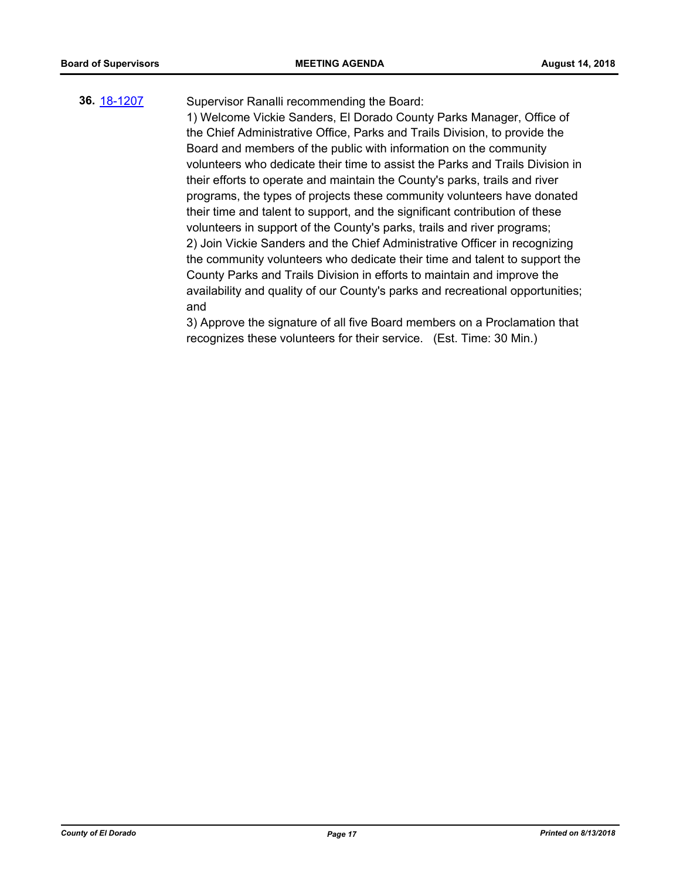**36.** [18-1207](18-1207)

Supervisor Ranalli recommending the Board:

1) Welcome Vickie Sanders, El Dorado County Parks Manager, Office of the Chief Administrative Office, Parks and Trails Division, to provide the Board and members of the public with information on the community volunteers who dedicate their time to assist the Parks and Trails Division in their efforts to operate and maintain the County's parks, trails and river programs, the types of projects these community volunteers have donated their time and talent to support, and the significant contribution of these volunteers in support of the County's parks, trails and river programs;

2) Join Vickie Sanders and the Chief Administrative Officer in recognizing the community volunteers who dedicate their time and talent to support the County Parks and Trails Division in efforts to maintain and improve the availability and quality of our County's parks and recreational opportunities; and

3) Approve the signature of all five Board members on a Proclamation that recognizes these volunteers for their service. (Est. Time: 30 Min.)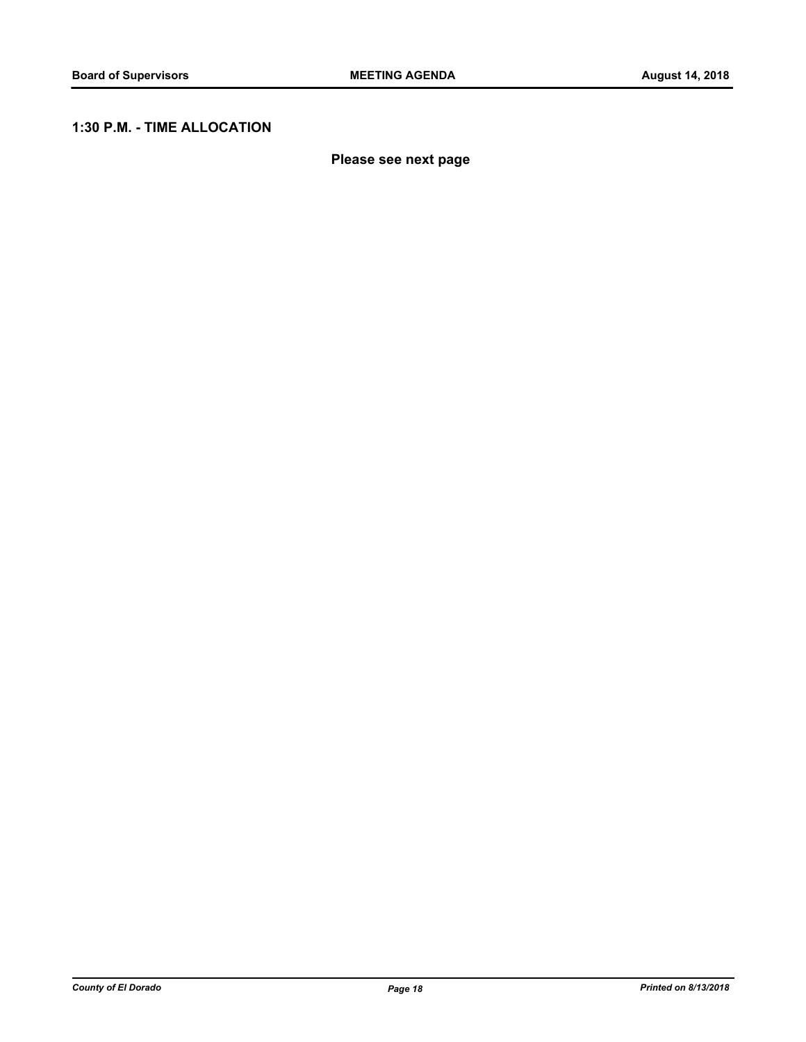## 1:30 P.M. - TIME ALLOCATION

**Please see next page**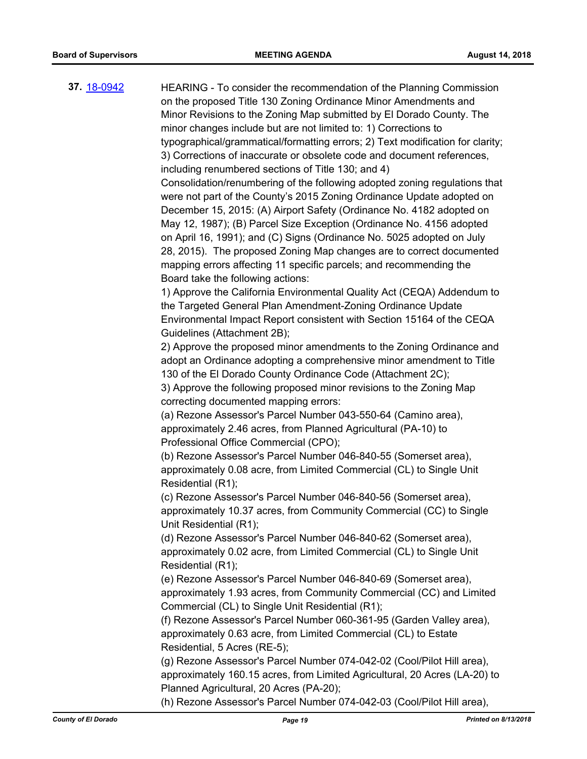**37.** [18-0942](18-0942)

HEARING - To consider the recommendation of the Planning Commission on the proposed Title 130 Zoning Ordinance Minor Amendments and Minor Revisions to the Zoning Map submitted by El Dorado County. The minor changes include but are not limited to: 1) Corrections to typographical/grammatical/formatting errors; 2) Text modification for clarity; 3) Corrections of inaccurate or obsolete code and document references, including renumbered sections of Title 130; and 4) Consolidation/renumbering of the following adopted zoning regulations that were not part of the County's 2015 Zoning Ordinance Update adopted on December 15, 2015: (A) Airport Safety (Ordinance No. 4182 adopted on May 12, 1987); (B) Parcel Size Exception (Ordinance No. 4156 adopted on April 16, 1991); and (C) Signs (Ordinance No. 5025 adopted on July 28, 2015). The proposed Zoning Map changes are to correct documented mapping errors affecting 11 specific parcels; and recommending the Board take the following actions:

1) Approve the California Environmental Quality Act (CEQA) Addendum to the Targeted General Plan Amendment-Zoning Ordinance Update Environmental Impact Report consistent with Section 15164 of the CEQA Guidelines (Attachment 2B);

2) Approve the proposed minor amendments to the Zoning Ordinance and adopt an Ordinance adopting a comprehensive minor amendment to Title 130 of the El Dorado County Ordinance Code (Attachment 2C);

3) Approve the following proposed minor revisions to the Zoning Map correcting documented mapping errors:

(a) Rezone Assessor's Parcel Number 043-550-64 (Camino area), approximately 2.46 acres, from Planned Agricultural (PA-10) to Professional Office Commercial (CPO);

(b) Rezone Assessor's Parcel Number 046-840-55 (Somerset area), approximately 0.08 acre, from Limited Commercial (CL) to Single Unit Residential (R1);

(c) Rezone Assessor's Parcel Number 046-840-56 (Somerset area), approximately 10.37 acres, from Community Commercial (CC) to Single Unit Residential (R1);

(d) Rezone Assessor's Parcel Number 046-840-62 (Somerset area), approximately 0.02 acre, from Limited Commercial (CL) to Single Unit Residential (R1);

(e) Rezone Assessor's Parcel Number 046-840-69 (Somerset area), approximately 1.93 acres, from Community Commercial (CC) and Limited Commercial (CL) to Single Unit Residential (R1);

(f) Rezone Assessor's Parcel Number 060-361-95 (Garden Valley area), approximately 0.63 acre, from Limited Commercial (CL) to Estate Residential, 5 Acres (RE-5);

(g) Rezone Assessor's Parcel Number 074-042-02 (Cool/Pilot Hill area), approximately 160.15 acres, from Limited Agricultural, 20 Acres (LA-20) to Planned Agricultural, 20 Acres (PA-20);

(h) Rezone Assessor's Parcel Number 074-042-03 (Cool/Pilot Hill area),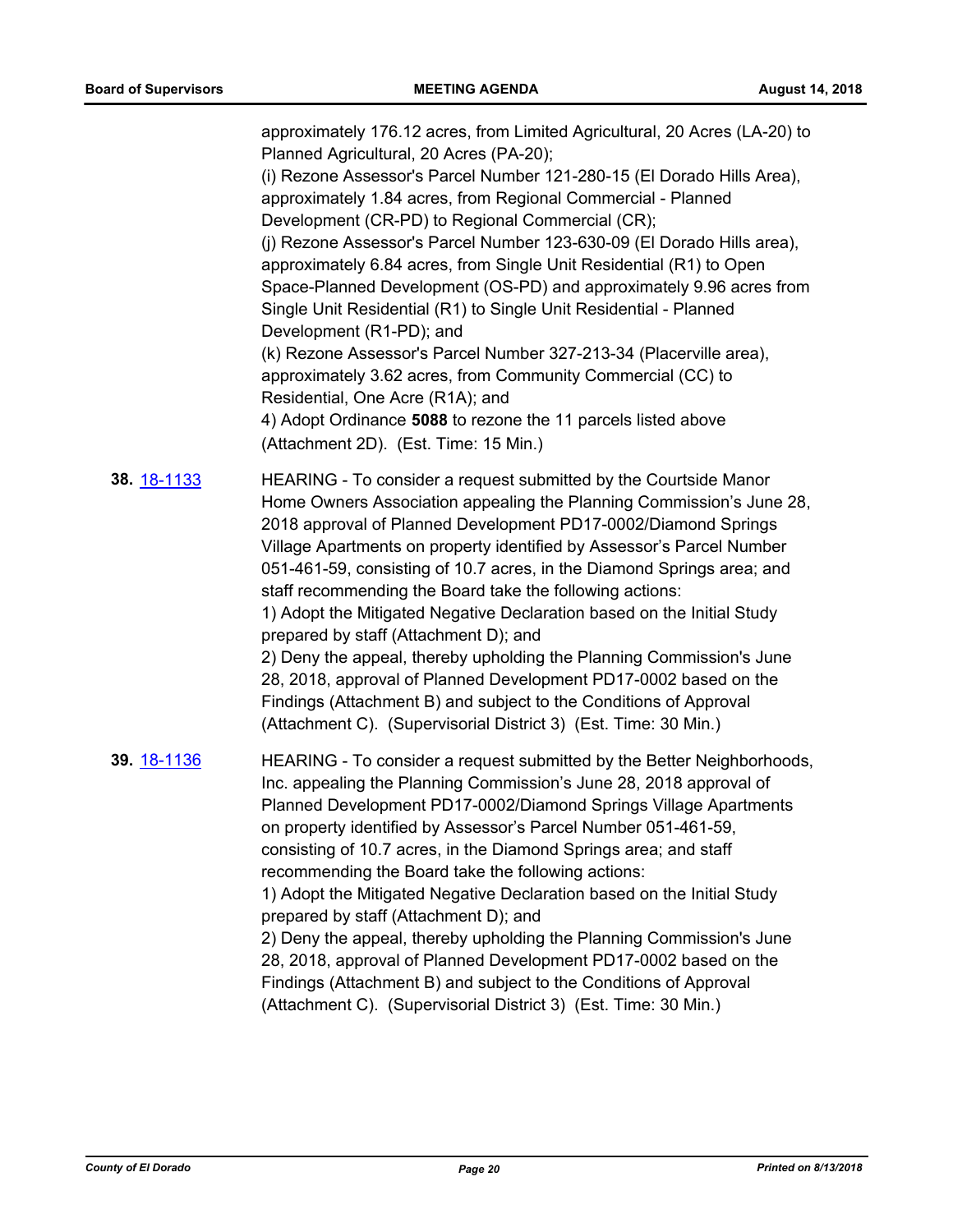approximately 176.12 acres, from Limited Agricultural, 20 Acres (LA-20) to Planned Agricultural, 20 Acres (PA-20);

(i) Rezone Assessor's Parcel Number 121-280-15 (El Dorado Hills Area), approximately 1.84 acres, from Regional Commercial - Planned Development (CR-PD) to Regional Commercial (CR);

(j) Rezone Assessor's Parcel Number 123-630-09 (El Dorado Hills area), approximately 6.84 acres, from Single Unit Residential (R1) to Open Space-Planned Development (OS-PD) and approximately 9.96 acres from Single Unit Residential (R1) to Single Unit Residential - Planned Development (R1-PD); and

(k) Rezone Assessor's Parcel Number 327-213-34 (Placerville area), approximately 3.62 acres, from Community Commercial (CC) to Residential, One Acre (R1A); and

4) Adopt Ordinance **5088** to rezone the 11 parcels listed above (Attachment 2D). (Est. Time: 15 Min.)

**38.** 18-1133

HEARING - To consider a request submitted by the Courtside Manor Home Owners Association appealing the Planning Commission's June 28, 2018 approval of Planned Development PD17-0002/Diamond Springs Village Apartments on property identified by Assessor's Parcel Number 051-461-59, consisting of 10.7 acres, in the Diamond Springs area; and staff recommending the Board take the following actions:

1) Adopt the Mitigated Negative Declaration based on the Initial Study prepared by staff (Attachment D); and

2) Deny the appeal, thereby upholding the Planning Commission's June 28, 2018, approval of Planned Development PD17-0002 based on the Findings (Attachment B) and subject to the Conditions of Approval (Attachment C). (Supervisorial District 3) (Est. Time: 30 Min.)

**39.** 18-1136

HEARING - To consider a request submitted by the Better Neighborhoods, Inc. appealing the Planning Commission's June 28, 2018 approval of Planned Development PD17-0002/Diamond Springs Village Apartments on property identified by Assessor's Parcel Number 051-461-59, consisting of 10.7 acres, in the Diamond Springs area; and staff recommending the Board take the following actions:

1) Adopt the Mitigated Negative Declaration based on the Initial Study prepared by staff (Attachment D); and

2) Deny the appeal, thereby upholding the Planning Commission's June 28, 2018, approval of Planned Development PD17-0002 based on the Findings (Attachment B) and subject to the Conditions of Approval (Attachment C). (Supervisorial District 3) (Est. Time: 30 Min.)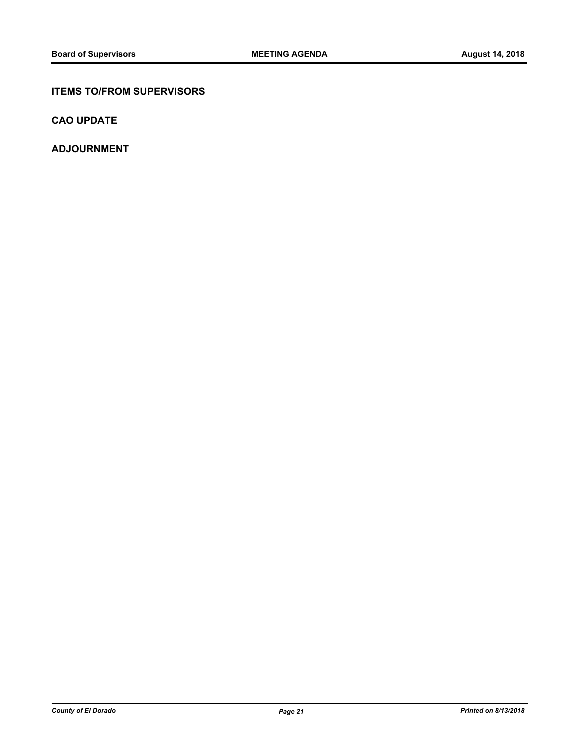## ITEMS TO/FROM SUPERVISORS

## CAO UPDATE

## ADJOURNMENT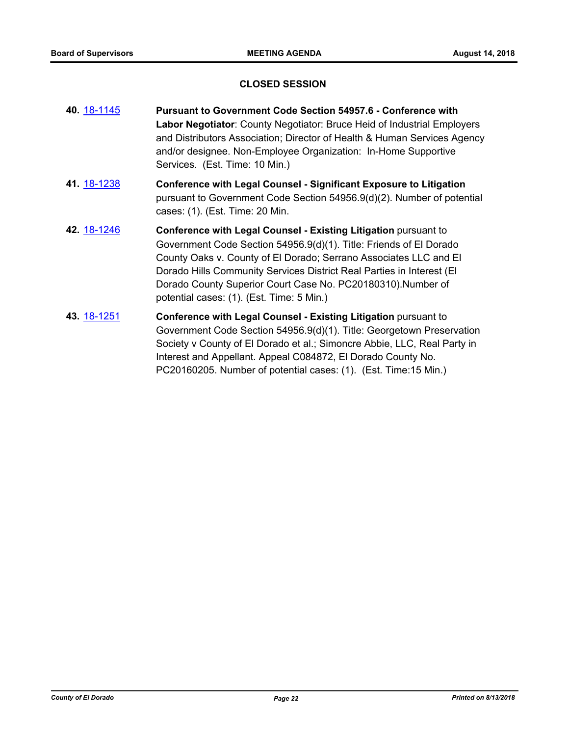## CLOSED SESSION

**40.** 18-1145 **Pursuant to Government Code Section 54957.6 - Conference with Labor Negotiator**: County Negotiator: Bruce Heid of Industrial Employers and Distributors Association; Director of Health & Human Services Agency and/or designee. Non-Employee Organization: In-Home Supportive Services. (Est. Time: 10 Min.)

**41.** 18-1238 **Conference with Legal Counsel - Significant Exposure to Litigation** pursuant to Government Code Section 54956.9(d)(2). Number of potential cases: (1). (Est. Time: 20 Min.

**42.** 18-1246 **Conference with Legal Counsel - Existing Litigation** pursuant to Government Code Section 54956.9(d)(1). Title: Friends of El Dorado County Oaks v. County of El Dorado; Serrano Associates LLC and El Dorado Hills Community Services District Real Parties in Interest (El Dorado County Superior Court Case No. PC20180310).Number of potential cases: (1). (Est. Time: 5 Min.)

**43.** 18-1251 **Conference with Legal Counsel - Existing Litigation** pursuant to Government Code Section 54956.9(d)(1). Title: Georgetown Preservation Society v County of El Dorado et al.; Simoncre Abbie, LLC, Real Party in Interest and Appellant. Appeal C084872, El Dorado County No. PC20160205. Number of potential cases: (1). (Est. Time:15 Min.)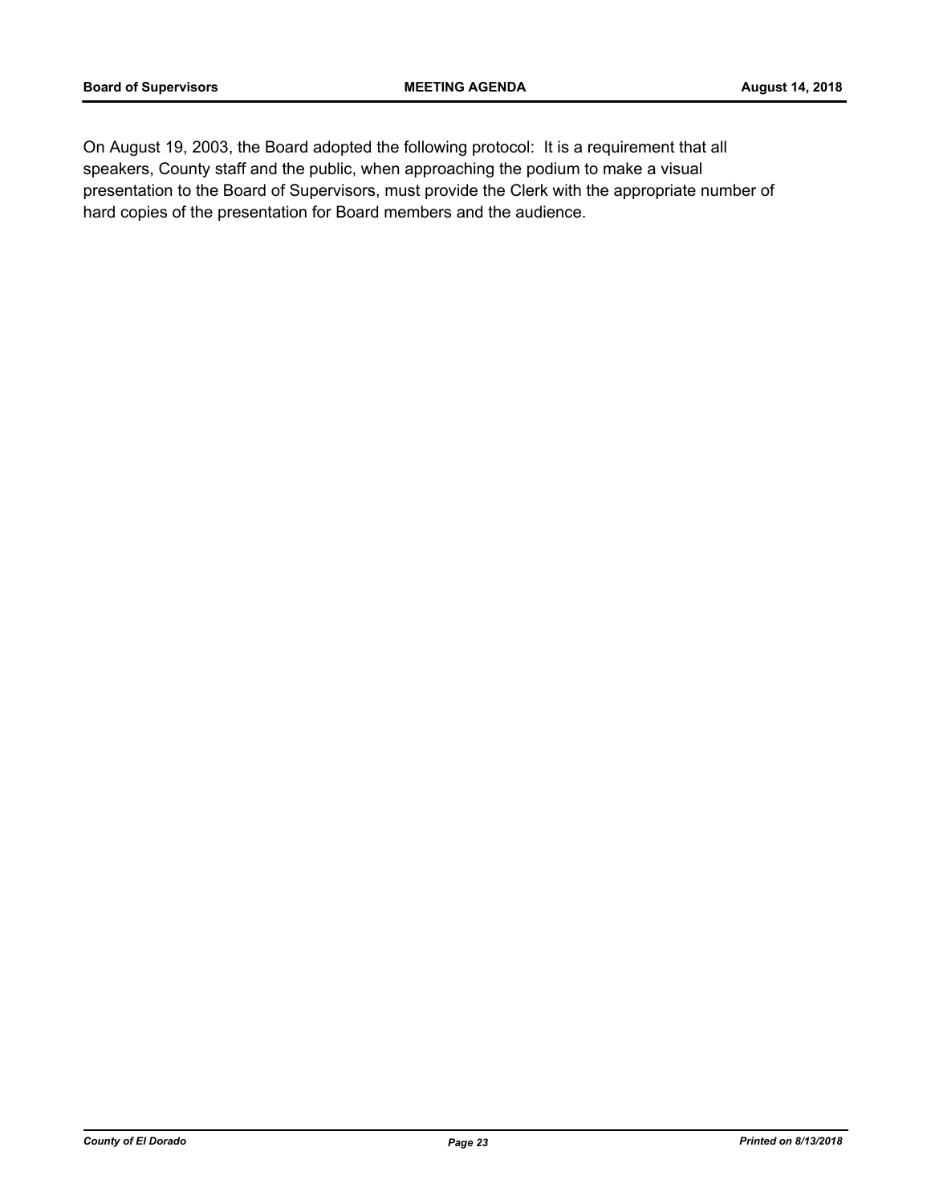On August 19, 2003, the Board adopted the following protocol: It is a requirement that all speakers, County staff and the public, when approaching the podium to make a visual presentation to the Board of Supervisors, must provide the Clerk with the appropriate number of hard copies of the presentation for Board members and the audience.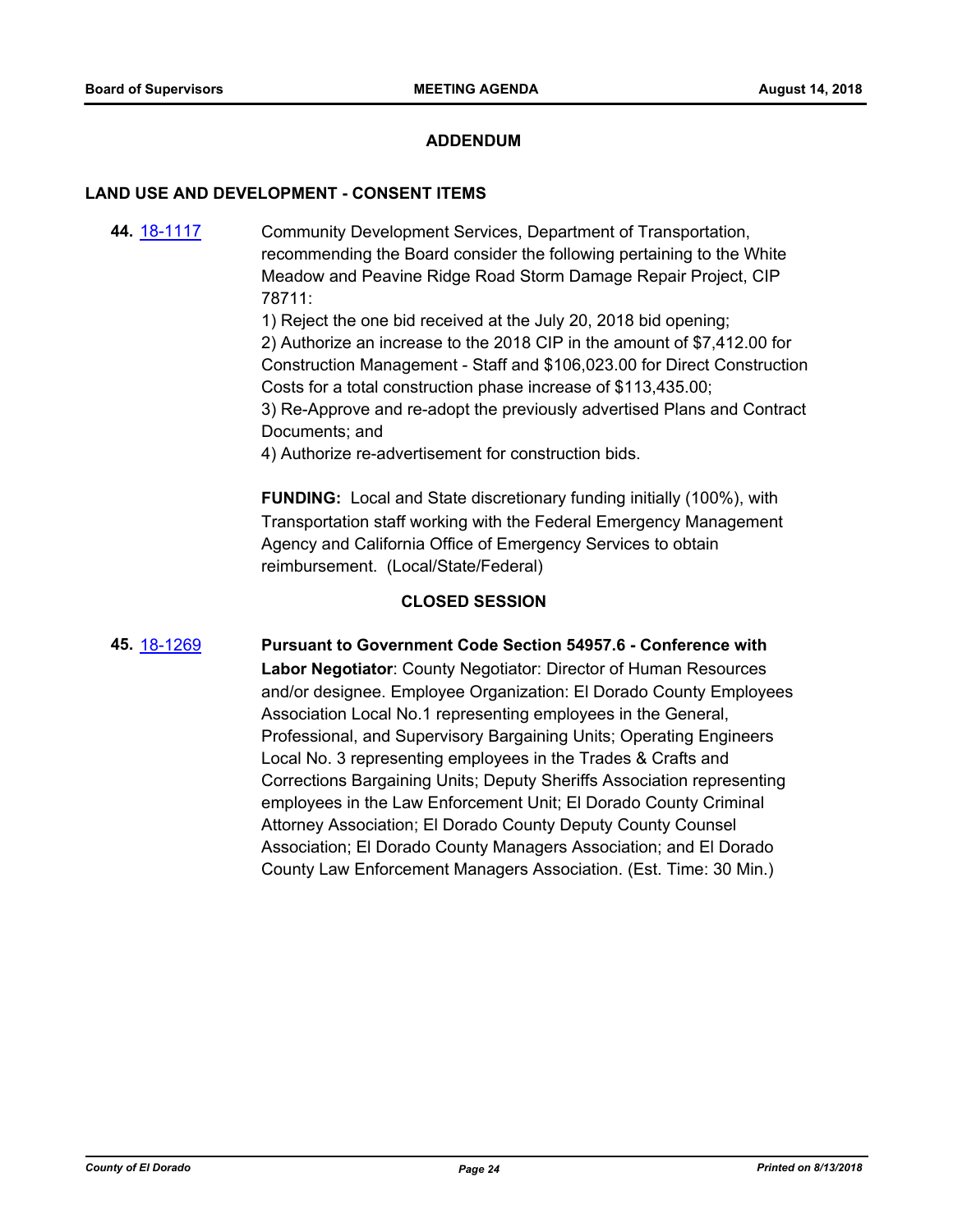## ADDENDUM

### LAND USE AND DEVELOPMENT - CONSENT ITEMS

**44.** [18-1117](18-1117) Community Development Services, Department of Transportation, recommending the Board consider the following pertaining to the White Meadow and Peavine Ridge Road Storm Damage Repair Project, CIP 78711:

1) Reject the one bid received at the July 20, 2018 bid opening;
2) Authorize an increase to the 2018 CIP in the amount of $7,412.00 for Construction Management - Staff and $106,023.00 for Direct Construction Costs for a total construction phase increase of $113,435.00;
3) Re-Approve and re-adopt the previously advertised Plans and Contract Documents; and
4) Authorize re-advertisement for construction bids.

**FUNDING:** Local and State discretionary funding initially (100%), with Transportation staff working with the Federal Emergency Management Agency and California Office of Emergency Services to obtain reimbursement. (Local/State/Federal)

### CLOSED SESSION

**45.** [18-1269](18-1269) **Pursuant to Government Code Section 54957.6 - Conference with Labor Negotiator**: County Negotiator: Director of Human Resources and/or designee. Employee Organization: El Dorado County Employees Association Local No.1 representing employees in the General, Professional, and Supervisory Bargaining Units; Operating Engineers Local No. 3 representing employees in the Trades & Crafts and Corrections Bargaining Units; Deputy Sheriffs Association representing employees in the Law Enforcement Unit; El Dorado County Criminal Attorney Association; El Dorado County Deputy County Counsel Association; El Dorado County Managers Association; and El Dorado County Law Enforcement Managers Association. (Est. Time: 30 Min.)